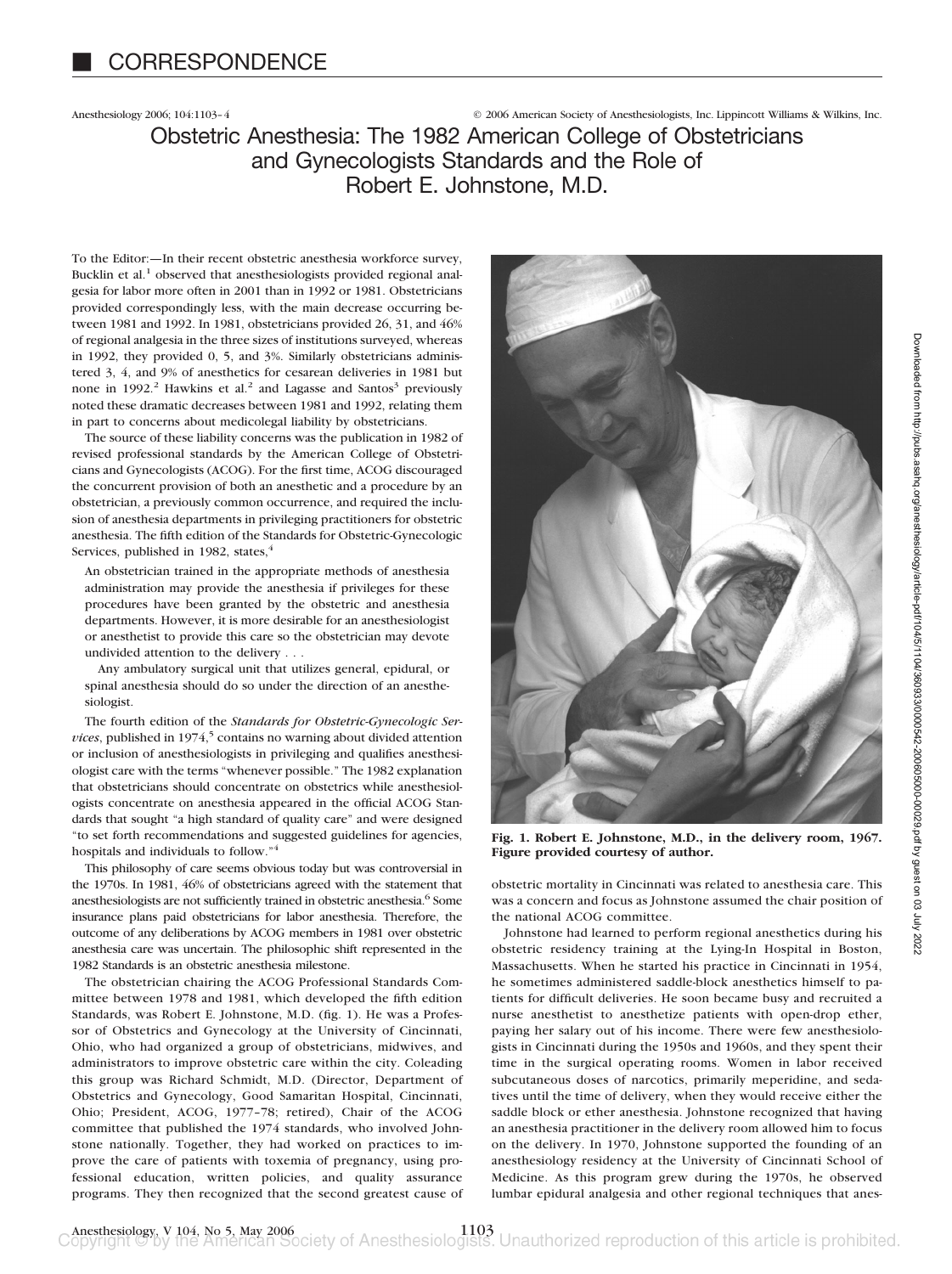# CORRESPONDENCE

## Obstetric Anesthesia: The 1982 American College of Obstetricians and Gynecologists Standards and the Role of Robert E. Johnstone, M.D.

To the Editor:—In their recent obstetric anesthesia workforce survey, Bucklin et al.[1] observed that anesthesiologists provided regional analgesia for labor more often in 2001 than in 1992 or 1981. Obstetricians provided correspondingly less, with the main decrease occurring between 1981 and 1992. In 1981, obstetricians provided 26, 31, and 46% of regional analgesia in the three sizes of institutions surveyed, whereas in 1992, they provided 0, 5, and 3%. Similarly obstetricians administered 3, 4, and 9% of anesthetics for cesarean deliveries in 1981 but none in 1992.[2] Hawkins et al.[2] and Lagasse and Santos[3] previously noted these dramatic decreases between 1981 and 1992, relating them in part to concerns about medicolegal liability by obstetricians.

The source of these liability concerns was the publication in 1982 of revised professional standards by the American College of Obstetricians and Gynecologists (ACOG). For the first time, ACOG discouraged the concurrent provision of both an anesthetic and a procedure by an obstetrician, a previously common occurrence, and required the inclusion of anesthesia departments in privileging practitioners for obstetric anesthesia. The fifth edition of the Standards for Obstetric-Gynecologic Services, published in 1982, states,[4]

> An obstetrician trained in the appropriate methods of anesthesia administration may provide the anesthesia if privileges for these procedures have been granted by the obstetric and anesthesia departments. However, it is more desirable for an anesthesiologist or anesthetist to provide this care so the obstetrician may devote undivided attention to the delivery . . .
>
> Any ambulatory surgical unit that utilizes general, epidural, or spinal anesthesia should do so under the direction of an anesthesiologist.

The fourth edition of the *Standards for Obstetric-Gynecologic Services*, published in 1974,[5] contains no warning about divided attention or inclusion of anesthesiologists in privileging and qualifies anesthesiologist care with the terms "whenever possible." The 1982 explanation that obstetricians should concentrate on obstetrics while anesthesiologists concentrate on anesthesia appeared in the official ACOG Standards that sought "a high standard of quality care" and were designed "to set forth recommendations and suggested guidelines for agencies, hospitals and individuals to follow."[4]

This philosophy of care seems obvious today but was controversial in the 1970s. In 1981, 46% of obstetricians agreed with the statement that anesthesiologists are not sufficiently trained in obstetric anesthesia.[6] Some insurance plans paid obstetricians for labor anesthesia. Therefore, the outcome of any deliberations by ACOG members in 1981 over obstetric anesthesia care was uncertain. The philosophic shift represented in the 1982 Standards is an obstetric anesthesia milestone.

The obstetrician chairing the ACOG Professional Standards Committee between 1978 and 1981, which developed the fifth edition Standards, was Robert E. Johnstone, M.D. (fig. 1). He was a Professor of Obstetrics and Gynecology at the University of Cincinnati, Ohio, who had organized a group of obstetricians, midwives, and administrators to improve obstetric care within the city. Coleading this group was Richard Schmidt, M.D. (Director, Department of Obstetrics and Gynecology, Good Samaritan Hospital, Cincinnati, Ohio; President, ACOG, 1977–78; retired), Chair of the ACOG committee that published the 1974 standards, who involved Johnstone nationally. Together, they had worked on practices to improve the care of patients with toxemia of pregnancy, using professional education, written policies, and quality assurance programs. They then recognized that the second greatest cause of obstetric mortality in Cincinnati was related to anesthesia care. This was a concern and focus as Johnstone assumed the chair position of the national ACOG committee.

**Fig. 1. Robert E. Johnstone, M.D., in the delivery room, 1967. Figure provided courtesy of author.**

Johnstone had learned to perform regional anesthetics during his obstetric residency training at the Lying-In Hospital in Boston, Massachusetts. When he started his practice in Cincinnati in 1954, he sometimes administered saddle-block anesthetics himself to patients for difficult deliveries. He soon became busy and recruited a nurse anesthetist to anesthetize patients with open-drop ether, paying her salary out of his income. There were few anesthesiologists in Cincinnati during the 1950s and 1960s, and they spent their time in the surgical operating rooms. Women in labor received subcutaneous doses of narcotics, primarily meperidine, and sedatives until the time of delivery, when they would receive either the saddle block or ether anesthesia. Johnstone recognized that having an anesthesia practitioner in the delivery room allowed him to focus on the delivery. In 1970, Johnstone supported the founding of an anesthesiology residency at the University of Cincinnati School of Medicine. As this program grew during the 1970s, he observed lumbar epidural analgesia and other regional techniques that anes-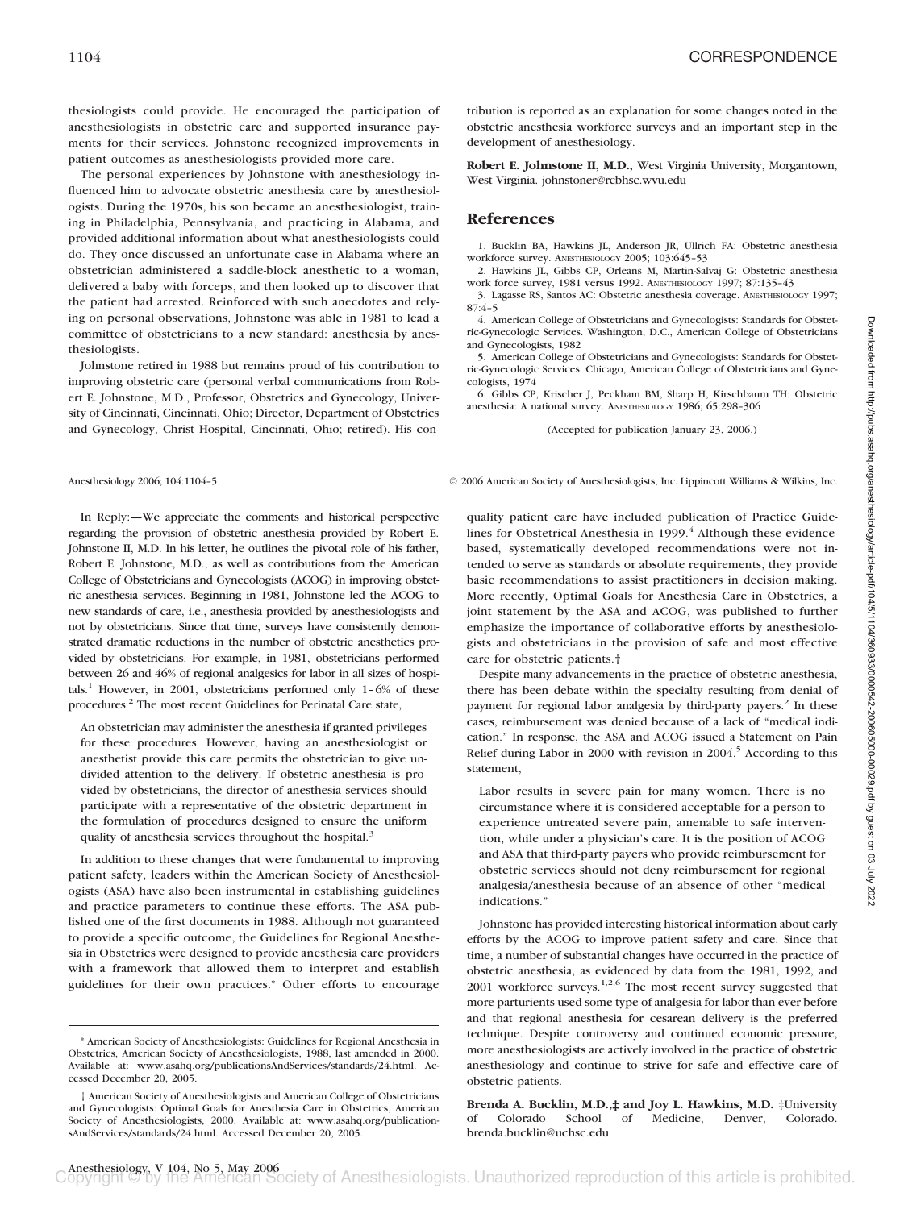thesiologists could provide. He encouraged the participation of anesthesiologists in obstetric care and supported insurance payments for their services. Johnstone recognized improvements in patient outcomes as anesthesiologists provided more care.

The personal experiences by Johnstone with anesthesiology influenced him to advocate obstetric anesthesia care by anesthesiologists. During the 1970s, his son became an anesthesiologist, training in Philadelphia, Pennsylvania, and practicing in Alabama, and provided additional information about what anesthesiologists could do. They once discussed an unfortunate case in Alabama where an obstetrician administered a saddle-block anesthetic to a woman, delivered a baby with forceps, and then looked up to discover that the patient had arrested. Reinforced with such anecdotes and relying on personal observations, Johnstone was able in 1981 to lead a committee of obstetricians to a new standard: anesthesia by anesthesiologists.

Johnstone retired in 1988 but remains proud of his contribution to improving obstetric care (personal verbal communications from Robert E. Johnstone, M.D., Professor, Obstetrics and Gynecology, University of Cincinnati, Cincinnati, Ohio; Director, Department of Obstetrics and Gynecology, Christ Hospital, Cincinnati, Ohio; retired). His contribution is reported as an explanation for some changes noted in the obstetric anesthesia workforce surveys and an important step in the development of anesthesiology.

**Robert E. Johnstone II, M.D.,** West Virginia University, Morgantown, West Virginia. johnstoner@rcbhsc.wvu.edu

## References

1. Bucklin BA, Hawkins JL, Anderson JR, Ullrich FA: Obstetric anesthesia workforce survey. Anesthesiology 2005; 103:645–53
2. Hawkins JL, Gibbs CP, Orleans M, Martin-Salvaj G: Obstetric anesthesia work force survey, 1981 versus 1992. Anesthesiology 1997; 87:135–43
3. Lagasse RS, Santos AC: Obstetric anesthesia coverage. Anesthesiology 1997; 87:4–5
4. American College of Obstetricians and Gynecologists: Standards for Obstetric-Gynecologic Services. Washington, D.C., American College of Obstetricians and Gynecologists, 1982
5. American College of Obstetricians and Gynecologists: Standards for Obstetric-Gynecologic Services. Chicago, American College of Obstetricians and Gynecologists, 1974
6. Gibbs CP, Krischer J, Peckham BM, Sharp H, Kirschbaum TH: Obstetric anesthesia: A national survey. Anesthesiology 1986; 65:298–306

(Accepted for publication January 23, 2006.)

Anesthesiology 2006; 104:1104–5 © 2006 American Society of Anesthesiologists, Inc. Lippincott Williams & Wilkins, Inc.

In Reply:—We appreciate the comments and historical perspective regarding the provision of obstetric anesthesia provided by Robert E. Johnstone II, M.D. In his letter, he outlines the pivotal role of his father, Robert E. Johnstone, M.D., as well as contributions from the American College of Obstetricians and Gynecologists (ACOG) in improving obstetric anesthesia services. Beginning in 1981, Johnstone led the ACOG to new standards of care, i.e., anesthesia provided by anesthesiologists and not by obstetricians. Since that time, surveys have consistently demonstrated dramatic reductions in the number of obstetric anesthetics provided by obstetricians. For example, in 1981, obstetricians performed between 26 and 46% of regional analgesics for labor in all sizes of hospitals.[1] However, in 2001, obstetricians performed only 1–6% of these procedures.[2] The most recent Guidelines for Perinatal Care state,

> An obstetrician may administer the anesthesia if granted privileges for these procedures. However, having an anesthesiologist or anesthetist provide this care permits the obstetrician to give undivided attention to the delivery. If obstetric anesthesia is provided by obstetricians, the director of anesthesia services should participate with a representative of the obstetric department in the formulation of procedures designed to ensure the uniform quality of anesthesia services throughout the hospital.[3]

In addition to these changes that were fundamental to improving patient safety, leaders within the American Society of Anesthesiologists (ASA) have also been instrumental in establishing guidelines and practice parameters to continue these efforts. The ASA published one of the first documents in 1988. Although not guaranteed to provide a specific outcome, the Guidelines for Regional Anesthesia in Obstetrics were designed to provide anesthesia care providers with a framework that allowed them to interpret and establish guidelines for their own practices.* Other efforts to encourage quality patient care have included publication of Practice Guidelines for Obstetrical Anesthesia in 1999.[4] Although these evidence-based, systematically developed recommendations were not intended to serve as standards or absolute requirements, they provide basic recommendations to assist practitioners in decision making. More recently, Optimal Goals for Anesthesia Care in Obstetrics, a joint statement by the ASA and ACOG, was published to further emphasize the importance of collaborative efforts by anesthesiologists and obstetricians in the provision of safe and most effective care for obstetric patients.†

Despite many advancements in the practice of obstetric anesthesia, there has been debate within the specialty resulting from denial of payment for regional labor analgesia by third-party payers.[2] In these cases, reimbursement was denied because of a lack of "medical indication." In response, the ASA and ACOG issued a Statement on Pain Relief during Labor in 2000 with revision in 2004.[5] According to this statement,

> Labor results in severe pain for many women. There is no circumstance where it is considered acceptable for a person to experience untreated severe pain, amenable to safe intervention, while under a physician's care. It is the position of ACOG and ASA that third-party payers who provide reimbursement for obstetric services should not deny reimbursement for regional analgesia/anesthesia because of an absence of other "medical indications."

Johnstone has provided interesting historical information about early efforts by the ACOG to improve patient safety and care. Since that time, a number of substantial changes have occurred in the practice of obstetric anesthesia, as evidenced by data from the 1981, 1992, and 2001 workforce surveys.[1,2,6] The most recent survey suggested that more parturients used some type of analgesia for labor than ever before and that regional anesthesia for cesarean delivery is the preferred technique. Despite controversy and continued economic pressure, more anesthesiologists are actively involved in the practice of obstetric anesthesiology and continue to strive for safe and effective care of obstetric patients.

**Brenda A. Bucklin, M.D.,‡ and Joy L. Hawkins, M.D.** ‡University of Colorado School of Medicine, Denver, Colorado. brenda.bucklin@uchsc.edu

* American Society of Anesthesiologists: Guidelines for Regional Anesthesia in Obstetrics, American Society of Anesthesiologists, 1988, last amended in 2000. Available at: www.asahq.org/publicationsAndServices/standards/24.html. Accessed December 20, 2005.

† American Society of Anesthesiologists and American College of Obstetricians and Gynecologists: Optimal Goals for Anesthesia Care in Obstetrics, American Society of Anesthesiologists, 2000. Available at: www.asahq.org/publicationsAndServices/standards/24.html. Accessed December 20, 2005.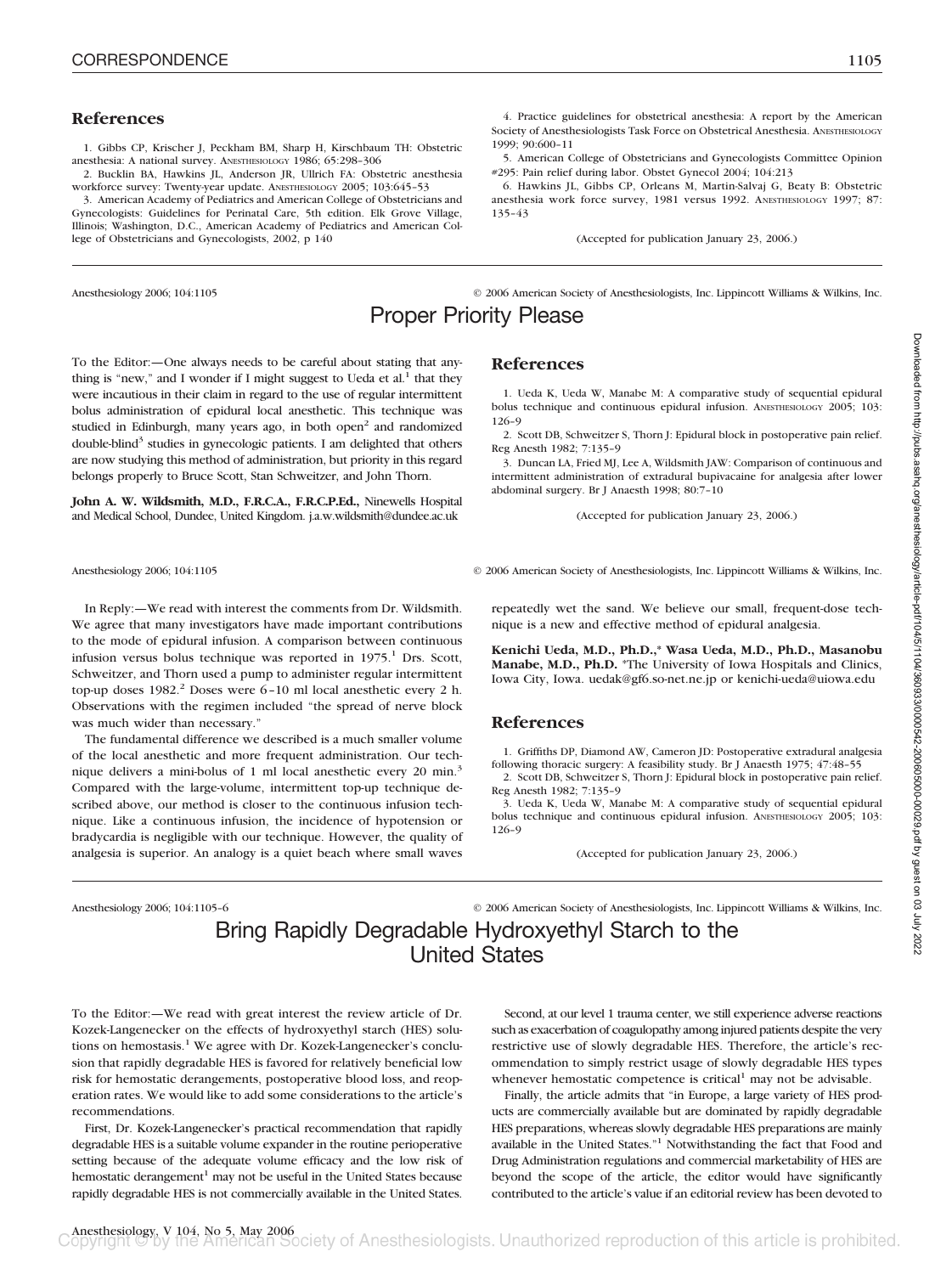## References

1. Gibbs CP, Krischer J, Peckham BM, Sharp H, Kirschbaum TH: Obstetric anesthesia: A national survey. ANESTHESIOLOGY 1986; 65:298–306

2. Bucklin BA, Hawkins JL, Anderson JR, Ullrich FA: Obstetric anesthesia workforce survey: Twenty-year update. ANESTHESIOLOGY 2005; 103:645–53

3. American Academy of Pediatrics and American College of Obstetricians and Gynecologists: Guidelines for Perinatal Care, 5th edition. Elk Grove Village, Illinois; Washington, D.C., American Academy of Pediatrics and American College of Obstetricians and Gynecologists, 2002, p 140

4. Practice guidelines for obstetrical anesthesia: A report by the American Society of Anesthesiologists Task Force on Obstetrical Anesthesia. ANESTHESIOLOGY 1999; 90:600–11

5. American College of Obstetricians and Gynecologists Committee Opinion #295: Pain relief during labor. Obstet Gynecol 2004; 104:213

6. Hawkins JL, Gibbs CP, Orleans M, Martin-Salvaj G, Beaty B: Obstetric anesthesia work force survey, 1981 versus 1992. ANESTHESIOLOGY 1997; 87: 135–43

(Accepted for publication January 23, 2006.)

Anesthesiology 2006; 104:1105 © 2006 American Society of Anesthesiologists, Inc. Lippincott Williams & Wilkins, Inc.

# Proper Priority Please

To the Editor:—One always needs to be careful about stating that anything is "new," and I wonder if I might suggest to Ueda et al.[1] that they were incautious in their claim in regard to the use of regular intermittent bolus administration of epidural local anesthetic. This technique was studied in Edinburgh, many years ago, in both open[2] and randomized double-blind[3] studies in gynecologic patients. I am delighted that others are now studying this method of administration, but priority in this regard belongs properly to Bruce Scott, Stan Schweitzer, and John Thorn.

**John A. W. Wildsmith, M.D., F.R.C.A., F.R.C.P.Ed.,** Ninewells Hospital and Medical School, Dundee, United Kingdom. j.a.w.wildsmith@dundee.ac.uk

## References

1. Ueda K, Ueda W, Manabe M: A comparative study of sequential epidural bolus technique and continuous epidural infusion. ANESTHESIOLOGY 2005; 103: 126–9

2. Scott DB, Schweitzer S, Thorn J: Epidural block in postoperative pain relief. Reg Anesth 1982; 7:135–9

3. Duncan LA, Fried MJ, Lee A, Wildsmith JAW: Comparison of continuous and intermittent administration of extradural bupivacaine for analgesia after lower abdominal surgery. Br J Anaesth 1998; 80:7–10

(Accepted for publication January 23, 2006.)

Anesthesiology 2006; 104:1105 © 2006 American Society of Anesthesiologists, Inc. Lippincott Williams & Wilkins, Inc.

In Reply:—We read with interest the comments from Dr. Wildsmith. We agree that many investigators have made important contributions to the mode of epidural infusion. A comparison between continuous infusion versus bolus technique was reported in 1975.[1] Drs. Scott, Schweitzer, and Thorn used a pump to administer regular intermittent top-up doses 1982.[2] Doses were 6–10 ml local anesthetic every 2 h. Observations with the regimen included "the spread of nerve block was much wider than necessary."

The fundamental difference we described is a much smaller volume of the local anesthetic and more frequent administration. Our technique delivers a mini-bolus of 1 ml local anesthetic every 20 min.[3] Compared with the large-volume, intermittent top-up technique described above, our method is closer to the continuous infusion technique. Like a continuous infusion, the incidence of hypotension or bradycardia is negligible with our technique. However, the quality of analgesia is superior. An analogy is a quiet beach where small waves repeatedly wet the sand. We believe our small, frequent-dose technique is a new and effective method of epidural analgesia.

**Kenichi Ueda, M.D., Ph.D.,* Wasa Ueda, M.D., Ph.D., Masanobu Manabe, M.D., Ph.D.** *The University of Iowa Hospitals and Clinics, Iowa City, Iowa. uedak@gf6.so-net.ne.jp or kenichi-ueda@uiowa.edu

## References

1. Griffiths DP, Diamond AW, Cameron JD: Postoperative extradural analgesia following thoracic surgery: A feasibility study. Br J Anaesth 1975; 47:48–55

2. Scott DB, Schweitzer S, Thorn J: Epidural block in postoperative pain relief. Reg Anesth 1982; 7:135–9

3. Ueda K, Ueda W, Manabe M: A comparative study of sequential epidural bolus technique and continuous epidural infusion. ANESTHESIOLOGY 2005; 103: 126–9

(Accepted for publication January 23, 2006.)

Anesthesiology 2006; 104:1105–6 © 2006 American Society of Anesthesiologists, Inc. Lippincott Williams & Wilkins, Inc.

# Bring Rapidly Degradable Hydroxyethyl Starch to the United States

To the Editor:—We read with great interest the review article of Dr. Kozek-Langenecker on the effects of hydroxyethyl starch (HES) solutions on hemostasis.[1] We agree with Dr. Kozek-Langenecker's conclusion that rapidly degradable HES is favored for relatively beneficial low risk for hemostatic derangements, postoperative blood loss, and reoperation rates. We would like to add some considerations to the article's recommendations.

First, Dr. Kozek-Langenecker's practical recommendation that rapidly degradable HES is a suitable volume expander in the routine perioperative setting because of the adequate volume efficacy and the low risk of hemostatic derangement[1] may not be useful in the United States because rapidly degradable HES is not commercially available in the United States.

Second, at our level 1 trauma center, we still experience adverse reactions such as exacerbation of coagulopathy among injured patients despite the very restrictive use of slowly degradable HES. Therefore, the article's recommendation to simply restrict usage of slowly degradable HES types whenever hemostatic competence is critical[1] may not be advisable.

Finally, the article admits that "in Europe, a large variety of HES products are commercially available but are dominated by rapidly degradable HES preparations, whereas slowly degradable HES preparations are mainly available in the United States."[1] Notwithstanding the fact that Food and Drug Administration regulations and commercial marketability of HES are beyond the scope of the article, the editor would have significantly contributed to the article's value if an editorial review has been devoted to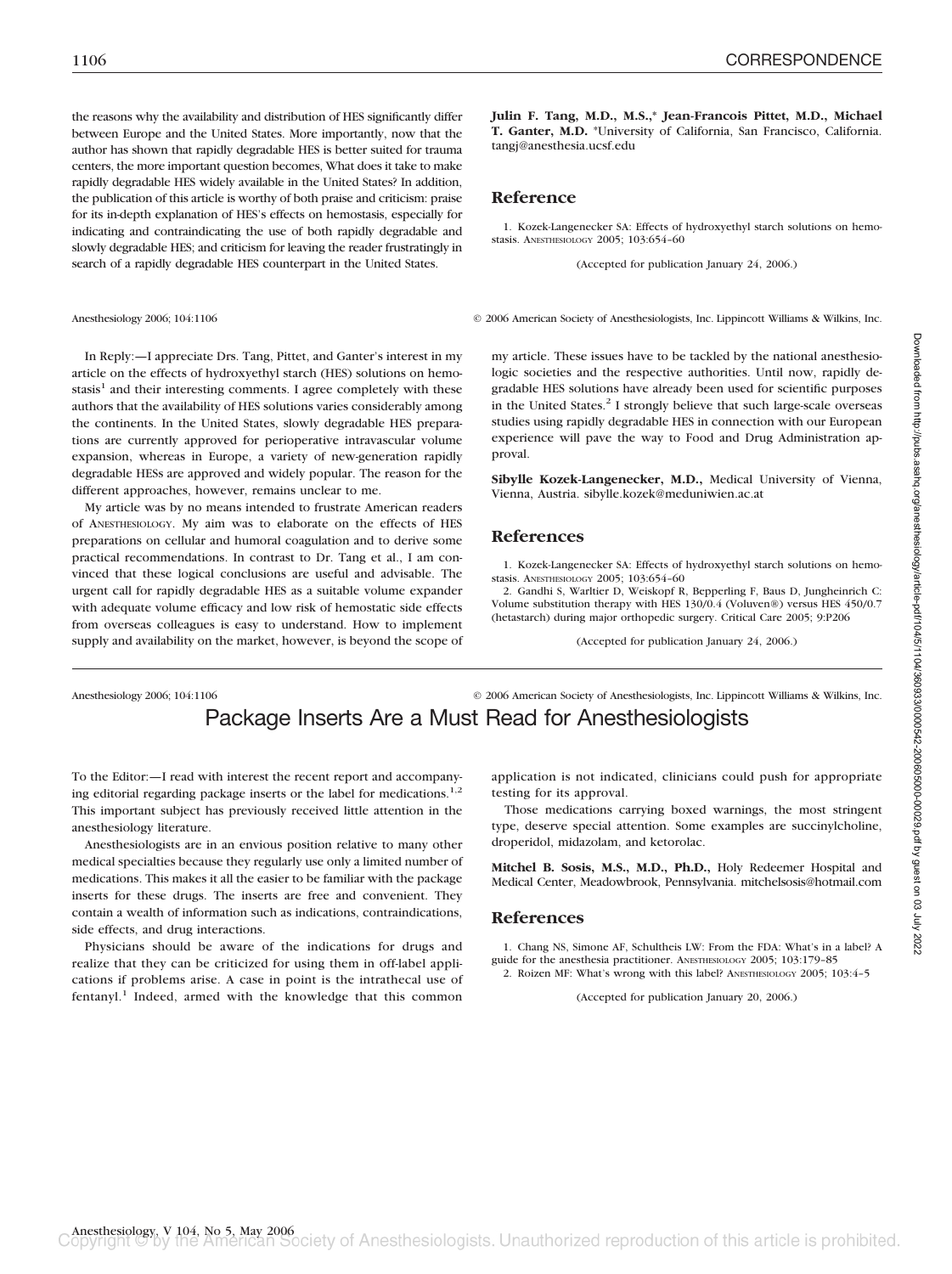the reasons why the availability and distribution of HES significantly differ between Europe and the United States. More importantly, now that the author has shown that rapidly degradable HES is better suited for trauma centers, the more important question becomes, What does it take to make rapidly degradable HES widely available in the United States? In addition, the publication of this article is worthy of both praise and criticism: praise for its in-depth explanation of HES's effects on hemostasis, especially for indicating and contraindicating the use of both rapidly degradable and slowly degradable HES; and criticism for leaving the reader frustratingly in search of a rapidly degradable HES counterpart in the United States.

**Julin F. Tang, M.D., M.S.,\* Jean-Francois Pittet, M.D., Michael T. Ganter, M.D.** \*University of California, San Francisco, California. tangj@anesthesia.ucsf.edu

## Reference

1. Kozek-Langenecker SA: Effects of hydroxyethyl starch solutions on hemostasis. ANESTHESIOLOGY 2005; 103:654–60

(Accepted for publication January 24, 2006.)

Anesthesiology 2006; 104:1106 © 2006 American Society of Anesthesiologists, Inc. Lippincott Williams & Wilkins, Inc.

In Reply:—I appreciate Drs. Tang, Pittet, and Ganter's interest in my article on the effects of hydroxyethyl starch (HES) solutions on hemostasis[1] and their interesting comments. I agree completely with these authors that the availability of HES solutions varies considerably among the continents. In the United States, slowly degradable HES preparations are currently approved for perioperative intravascular volume expansion, whereas in Europe, a variety of new-generation rapidly degradable HESs are approved and widely popular. The reason for the different approaches, however, remains unclear to me.

My article was by no means intended to frustrate American readers of ANESTHESIOLOGY. My aim was to elaborate on the effects of HES preparations on cellular and humoral coagulation and to derive some practical recommendations. In contrast to Dr. Tang et al., I am convinced that these logical conclusions are useful and advisable. The urgent call for rapidly degradable HES as a suitable volume expander with adequate volume efficacy and low risk of hemostatic side effects from overseas colleagues is easy to understand. How to implement supply and availability on the market, however, is beyond the scope of my article. These issues have to be tackled by the national anesthesiologic societies and the respective authorities. Until now, rapidly degradable HES solutions have already been used for scientific purposes in the United States.[2] I strongly believe that such large-scale overseas studies using rapidly degradable HES in connection with our European experience will pave the way to Food and Drug Administration approval.

**Sibylle Kozek-Langenecker, M.D.,** Medical University of Vienna, Vienna, Austria. sibylle.kozek@meduniwien.ac.at

## References

1. Kozek-Langenecker SA: Effects of hydroxyethyl starch solutions on hemostasis. ANESTHESIOLOGY 2005; 103:654–60
2. Gandhi S, Warltier D, Weiskopf R, Bepperling F, Baus D, Jungheinrich C: Volume substitution therapy with HES 130/0.4 (Voluven®) versus HES 450/0.7 (hetastarch) during major orthopedic surgery. Critical Care 2005; 9:P206

(Accepted for publication January 24, 2006.)

Anesthesiology 2006; 104:1106 © 2006 American Society of Anesthesiologists, Inc. Lippincott Williams & Wilkins, Inc.

# Package Inserts Are a Must Read for Anesthesiologists

To the Editor:—I read with interest the recent report and accompanying editorial regarding package inserts or the label for medications.[1,2] This important subject has previously received little attention in the anesthesiology literature.

Anesthesiologists are in an envious position relative to many other medical specialties because they regularly use only a limited number of medications. This makes it all the easier to be familiar with the package inserts for these drugs. The inserts are free and convenient. They contain a wealth of information such as indications, contraindications, side effects, and drug interactions.

Physicians should be aware of the indications for drugs and realize that they can be criticized for using them in off-label applications if problems arise. A case in point is the intrathecal use of fentanyl.[1] Indeed, armed with the knowledge that this common application is not indicated, clinicians could push for appropriate testing for its approval.

Those medications carrying boxed warnings, the most stringent type, deserve special attention. Some examples are succinylcholine, droperidol, midazolam, and ketorolac.

**Mitchel B. Sosis, M.S., M.D., Ph.D.,** Holy Redeemer Hospital and Medical Center, Meadowbrook, Pennsylvania. mitchelsosis@hotmail.com

## References

1. Chang NS, Simone AF, Schultheis LW: From the FDA: What's in a label? A guide for the anesthesia practitioner. ANESTHESIOLOGY 2005; 103:179–85
2. Roizen MF: What's wrong with this label? ANESTHESIOLOGY 2005; 103:4–5

(Accepted for publication January 20, 2006.)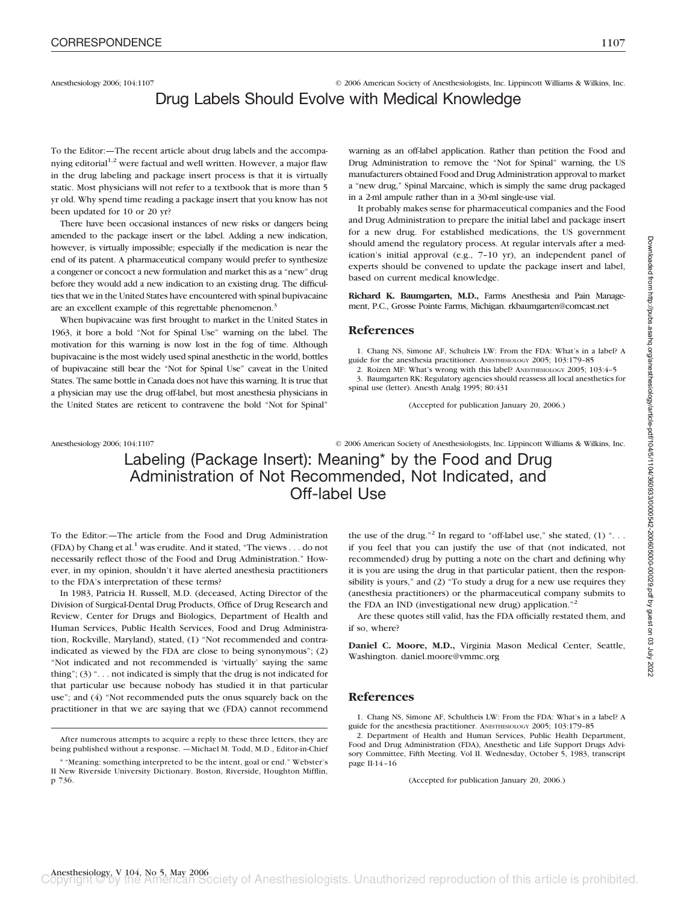Anesthesiology 2006; 104:1107 © 2006 American Society of Anesthesiologists, Inc. Lippincott Williams & Wilkins, Inc.

# Drug Labels Should Evolve with Medical Knowledge

To the Editor:—The recent article about drug labels and the accompanying editorial[1,2] were factual and well written. However, a major flaw in the drug labeling and package insert process is that it is virtually static. Most physicians will not refer to a textbook that is more than 5 yr old. Why spend time reading a package insert that you know has not been updated for 10 or 20 yr?

There have been occasional instances of new risks or dangers being amended to the package insert or the label. Adding a new indication, however, is virtually impossible; especially if the medication is near the end of its patent. A pharmaceutical company would prefer to synthesize a congener or concoct a new formulation and market this as a "new" drug before they would add a new indication to an existing drug. The difficulties that we in the United States have encountered with spinal bupivacaine are an excellent example of this regrettable phenomenon.[3]

When bupivacaine was first brought to market in the United States in 1963, it bore a bold "Not for Spinal Use" warning on the label. The motivation for this warning is now lost in the fog of time. Although bupivacaine is the most widely used spinal anesthetic in the world, bottles of bupivacaine still bear the "Not for Spinal Use" caveat in the United States. The same bottle in Canada does not have this warning. It is true that a physician may use the drug off-label, but most anesthesia physicians in the United States are reticent to contravene the bold "Not for Spinal" warning as an off-label application. Rather than petition the Food and Drug Administration to remove the "Not for Spinal" warning, the US manufacturers obtained Food and Drug Administration approval to market a "new drug," Spinal Marcaine, which is simply the same drug packaged in a 2-ml ampule rather than in a 30-ml single-use vial.

It probably makes sense for pharmaceutical companies and the Food and Drug Administration to prepare the initial label and package insert for a new drug. For established medications, the US government should amend the regulatory process. At regular intervals after a medication's initial approval (e.g., 7–10 yr), an independent panel of experts should be convened to update the package insert and label, based on current medical knowledge.

**Richard K. Baumgarten, M.D.,** Farms Anesthesia and Pain Management, P.C., Grosse Pointe Farms, Michigan. rkbaumgarten@comcast.net

## References

1. Chang NS, Simone AF, Schulteis LW: From the FDA: What's in a label? A guide for the anesthesia practitioner. Anesthesiology 2005; 103:179–85
2. Roizen MF: What's wrong with this label? Anesthesiology 2005; 103:4–5
3. Baumgarten RK: Regulatory agencies should reassess all local anesthetics for spinal use (letter). Anesth Analg 1995; 80:431

(Accepted for publication January 20, 2006.)

Anesthesiology 2006; 104:1107 © 2006 American Society of Anesthesiologists, Inc. Lippincott Williams & Wilkins, Inc.

# Labeling (Package Insert): Meaning* by the Food and Drug Administration of Not Recommended, Not Indicated, and Off-label Use

To the Editor:—The article from the Food and Drug Administration (FDA) by Chang et al.[1] was erudite. And it stated, "The views . . . do not necessarily reflect those of the Food and Drug Administration." However, in my opinion, shouldn't it have alerted anesthesia practitioners to the FDA's interpretation of these terms?

In 1983, Patricia H. Russell, M.D. (deceased, Acting Director of the Division of Surgical-Dental Drug Products, Office of Drug Research and Review, Center for Drugs and Biologics, Department of Health and Human Services, Public Health Services, Food and Drug Administration, Rockville, Maryland), stated, (1) "Not recommended and contraindicated as viewed by the FDA are close to being synonymous"; (2) "Not indicated and not recommended is 'virtually' saying the same thing"; (3) ". . . not indicated is simply that the drug is not indicated for that particular use because nobody has studied it in that particular use"; and (4) "Not recommended puts the onus squarely back on the practitioner in that we are saying that we (FDA) cannot recommend the use of the drug."[2] In regard to "off-label use," she stated, (1) ". . . if you feel that you can justify the use of that (not indicated, not recommended) drug by putting a note on the chart and defining why it is you are using the drug in that particular patient, then the responsibility is yours," and (2) "To study a drug for a new use requires they (anesthesia practitioners) or the pharmaceutical company submits to the FDA an IND (investigational new drug) application."[2]

Are these quotes still valid, has the FDA officially restated them, and if so, where?

**Daniel C. Moore, M.D.,** Virginia Mason Medical Center, Seattle, Washington. daniel.moore@vmmc.org

## References

1. Chang NS, Simone AF, Schultheis LW: From the FDA: What's in a label? A guide for the anesthesia practitioner. Anesthesiology 2005; 103:179–85
2. Department of Health and Human Services, Public Health Department, Food and Drug Administration (FDA), Anesthetic and Life Support Drugs Advisory Committee, Fifth Meeting. Vol II. Wednesday, October 5, 1983, transcript page II-14–16

(Accepted for publication January 20, 2006.)

After numerous attempts to acquire a reply to these three letters, they are being published without a response. —Michael M. Todd, M.D., Editor-in-Chief

\* "Meaning: something interpreted to be the intent, goal or end." Webster's II New Riverside University Dictionary. Boston, Riverside, Houghton Mifflin, p 736.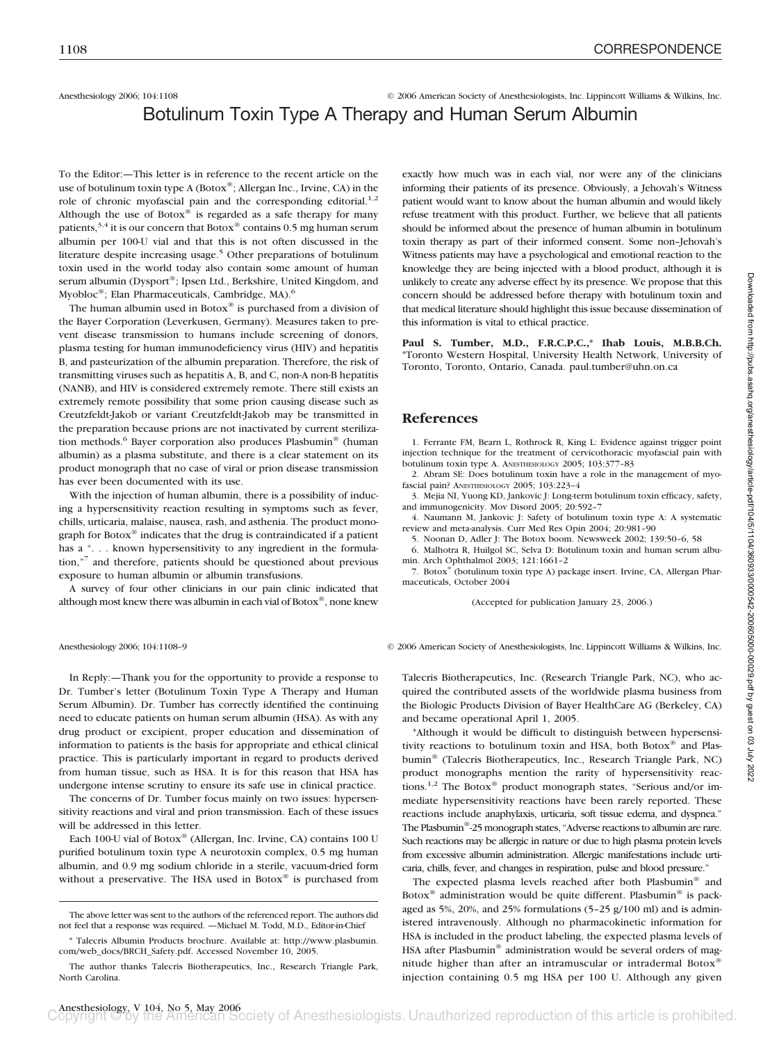Anesthesiology 2006; 104:1108 © 2006 American Society of Anesthesiologists, Inc. Lippincott Williams & Wilkins, Inc.

# Botulinum Toxin Type A Therapy and Human Serum Albumin

To the Editor:—This letter is in reference to the recent article on the use of botulinum toxin type A (Botox®; Allergan Inc., Irvine, CA) in the role of chronic myofascial pain and the corresponding editorial.[1,2] Although the use of Botox® is regarded as a safe therapy for many patients,[3,4] it is our concern that Botox® contains 0.5 mg human serum albumin per 100-U vial and that this is not often discussed in the literature despite increasing usage.[5] Other preparations of botulinum toxin used in the world today also contain some amount of human serum albumin (Dysport®; Ipsen Ltd., Berkshire, United Kingdom, and Myobloc®; Elan Pharmaceuticals, Cambridge, MA).[6]

The human albumin used in Botox® is purchased from a division of the Bayer Corporation (Leverkusen, Germany). Measures taken to prevent disease transmission to humans include screening of donors, plasma testing for human immunodeficiency virus (HIV) and hepatitis B, and pasteurization of the albumin preparation. Therefore, the risk of transmitting viruses such as hepatitis A, B, and C, non-A non-B hepatitis (NANB), and HIV is considered extremely remote. There still exists an extremely remote possibility that some prion causing disease such as Creutzfeldt-Jakob or variant Creutzfeldt-Jakob may be transmitted in the preparation because prions are not inactivated by current sterilization methods.[6] Bayer corporation also produces Plasbumin® (human albumin) as a plasma substitute, and there is a clear statement on its product monograph that no case of viral or prion disease transmission has ever been documented with its use.

With the injection of human albumin, there is a possibility of inducing a hypersensitivity reaction resulting in symptoms such as fever, chills, urticaria, malaise, nausea, rash, and asthenia. The product monograph for Botox® indicates that the drug is contraindicated if a patient has a ". . . known hypersensitivity to any ingredient in the formulation,"[7] and therefore, patients should be questioned about previous exposure to human albumin or albumin transfusions.

A survey of four other clinicians in our pain clinic indicated that although most knew there was albumin in each vial of Botox®, none knew exactly how much was in each vial, nor were any of the clinicians informing their patients of its presence. Obviously, a Jehovah's Witness patient would want to know about the human albumin and would likely refuse treatment with this product. Further, we believe that all patients should be informed about the presence of human albumin in botulinum toxin therapy as part of their informed consent. Some non–Jehovah's Witness patients may have a psychological and emotional reaction to the knowledge they are being injected with a blood product, although it is unlikely to create any adverse effect by its presence. We propose that this concern should be addressed before therapy with botulinum toxin and that medical literature should highlight this issue because dissemination of this information is vital to ethical practice.

**Paul S. Tumber, M.D., F.R.C.P.C.,\* Ihab Louis, M.B.B.Ch.** \*Toronto Western Hospital, University Health Network, University of Toronto, Toronto, Ontario, Canada. paul.tumber@uhn.on.ca

## References

1. Ferrante FM, Bearn L, Rothrock R, King L: Evidence against trigger point injection technique for the treatment of cervicothoracic myofascial pain with botulinum toxin type A. ANESTHESIOLOGY 2005; 103:377–83
2. Abram SE: Does botulinum toxin have a role in the management of myofascial pain? ANESTHESIOLOGY 2005; 103:223–4
3. Mejia NI, Yuong KD, Jankovic J: Long-term botulinum toxin efficacy, safety, and immunogenicity. Mov Disord 2005; 20:592–7
4. Naumann M, Jankovic J: Safety of botulinum toxin type A: A systematic review and meta-analysis. Curr Med Res Opin 2004; 20:981–90
5. Noonan D, Adler J: The Botox boom. Newsweek 2002; 139:50–6, 58
6. Malhotra R, Huilgol SC, Selva D: Botulinum toxin and human serum albumin. Arch Ophthalmol 2003; 121:1661–2
7. Botox® (botulinum toxin type A) package insert. Irvine, CA, Allergan Pharmaceuticals, October 2004

(Accepted for publication January 23, 2006.)

Anesthesiology 2006; 104:1108–9 © 2006 American Society of Anesthesiologists, Inc. Lippincott Williams & Wilkins, Inc.

In Reply:—Thank you for the opportunity to provide a response to Dr. Tumber's letter (Botulinum Toxin Type A Therapy and Human Serum Albumin). Dr. Tumber has correctly identified the continuing need to educate patients on human serum albumin (HSA). As with any drug product or excipient, proper education and dissemination of information to patients is the basis for appropriate and ethical clinical practice. This is particularly important in regard to products derived from human tissue, such as HSA. It is for this reason that HSA has undergone intense scrutiny to ensure its safe use in clinical practice.

The concerns of Dr. Tumber focus mainly on two issues: hypersensitivity reactions and viral and prion transmission. Each of these issues will be addressed in this letter.

Each 100-U vial of Botox® (Allergan, Inc. Irvine, CA) contains 100 U purified botulinum toxin type A neurotoxin complex, 0.5 mg human albumin, and 0.9 mg sodium chloride in a sterile, vacuum-dried form without a preservative. The HSA used in Botox® is purchased from Talecris Biotherapeutics, Inc. (Research Triangle Park, NC), who acquired the contributed assets of the worldwide plasma business from the Biologic Products Division of Bayer HealthCare AG (Berkeley, CA) and became operational April 1, 2005.

\*Although it would be difficult to distinguish between hypersensitivity reactions to botulinum toxin and HSA, both Botox® and Plasbumin® (Talecris Biotherapeutics, Inc., Research Triangle Park, NC) product monographs mention the rarity of hypersensitivity reactions.[1,2] The Botox® product monograph states, "Serious and/or immediate hypersensitivity reactions have been rarely reported. These reactions include anaphylaxis, urticaria, soft tissue edema, and dyspnea." The Plasbumin®-25 monograph states, "Adverse reactions to albumin are rare. Such reactions may be allergic in nature or due to high plasma protein levels from excessive albumin administration. Allergic manifestations include urticaria, chills, fever, and changes in respiration, pulse and blood pressure."

The expected plasma levels reached after both Plasbumin® and Botox® administration would be quite different. Plasbumin® is packaged as 5%, 20%, and 25% formulations (5–25 g/100 ml) and is administered intravenously. Although no pharmacokinetic information for HSA is included in the product labeling, the expected plasma levels of HSA after Plasbumin® administration would be several orders of magnitude higher than after an intramuscular or intradermal Botox® injection containing 0.5 mg HSA per 100 U. Although any given

The above letter was sent to the authors of the referenced report. The authors did not feel that a response was required. —Michael M. Todd, M.D., Editor-in-Chief

\* Talecris Albumin Products brochure. Available at: http://www.plasbumin.com/web_docs/BRCH_Safety.pdf. Accessed November 10, 2005.

The author thanks Talecris Biotherapeutics, Inc., Research Triangle Park, North Carolina.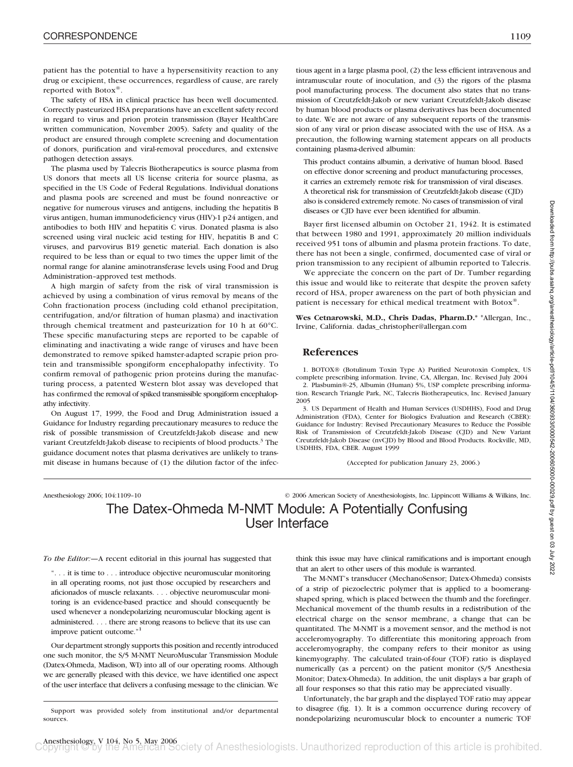patient has the potential to have a hypersensitivity reaction to any drug or excipient, these occurrences, regardless of cause, are rarely reported with Botox®.

The safety of HSA in clinical practice has been well documented. Correctly pasteurized HSA preparations have an excellent safety record in regard to virus and prion protein transmission (Bayer HealthCare written communication, November 2005). Safety and quality of the product are ensured through complete screening and documentation of donors, purification and viral-removal procedures, and extensive pathogen detection assays.

The plasma used by Talecris Biotherapeutics is source plasma from US donors that meets all US license criteria for source plasma, as specified in the US Code of Federal Regulations. Individual donations and plasma pools are screened and must be found nonreactive or negative for numerous viruses and antigens, including the hepatitis B virus antigen, human immunodeficiency virus (HIV)-1 p24 antigen, and antibodies to both HIV and hepatitis C virus. Donated plasma is also screened using viral nucleic acid testing for HIV, hepatitis B and C viruses, and parvovirus B19 genetic material. Each donation is also required to be less than or equal to two times the upper limit of the normal range for alanine aminotransferase levels using Food and Drug Administration–approved test methods.

A high margin of safety from the risk of viral transmission is achieved by using a combination of virus removal by means of the Cohn fractionation process (including cold ethanol precipitation, centrifugation, and/or filtration of human plasma) and inactivation through chemical treatment and pasteurization for 10 h at 60°C. These specific manufacturing steps are reported to be capable of eliminating and inactivating a wide range of viruses and have been demonstrated to remove spiked hamster-adapted scrapie prion protein and transmissible spongiform encephalopathy infectivity. To confirm removal of pathogenic prion proteins during the manufacturing process, a patented Western blot assay was developed that has confirmed the removal of spiked transmissible spongiform encephalopathy infectivity.

On August 17, 1999, the Food and Drug Administration issued a Guidance for Industry regarding precautionary measures to reduce the risk of possible transmission of Creutzfeldt-Jakob disease and new variant Creutzfeldt-Jakob disease to recipients of blood products.[3] The guidance document notes that plasma derivatives are unlikely to transmit disease in humans because of (1) the dilution factor of the infectious agent in a large plasma pool, (2) the less efficient intravenous and intramuscular route of inoculation, and (3) the rigors of the plasma pool manufacturing process. The document also states that no transmission of Creutzfeldt-Jakob or new variant Creutzfeldt-Jakob disease by human blood products or plasma derivatives has been documented to date. We are not aware of any subsequent reports of the transmission of any viral or prion disease associated with the use of HSA. As a precaution, the following warning statement appears on all products containing plasma-derived albumin:

> This product contains albumin, a derivative of human blood. Based on effective donor screening and product manufacturing processes, it carries an extremely remote risk for transmission of viral diseases. A theoretical risk for transmission of Creutzfeldt-Jakob disease (CJD) also is considered extremely remote. No cases of transmission of viral diseases or CJD have ever been identified for albumin.

Bayer first licensed albumin on October 21, 1942. It is estimated that between 1980 and 1991, approximately 20 million individuals received 951 tons of albumin and plasma protein fractions. To date, there has not been a single, confirmed, documented case of viral or prion transmission to any recipient of albumin reported to Talecris.

We appreciate the concern on the part of Dr. Tumber regarding this issue and would like to reiterate that despite the proven safety record of HSA, proper awareness on the part of both physician and patient is necessary for ethical medical treatment with Botox®.

**Wes Cetnarowski, M.D., Chris Dadas, Pharm.D.*** *Allergan, Inc., Irvine, California. dadas_christopher@allergan.com

## References

1. BOTOX® (Botulinum Toxin Type A) Purified Neurotoxin Complex, US complete prescribing information. Irvine, CA, Allergan, Inc. Revised July 2004
2. Plasbumin®-25, Albumin (Human) 5%, USP complete prescribing information. Research Triangle Park, NC, Talecris Biotherapeutics, Inc. Revised January 2005
3. US Department of Health and Human Services (USDHHS), Food and Drug Administration (FDA), Center for Biologics Evaluation and Research (CBER): Guidance for Industry: Revised Precautionary Measures to Reduce the Possible Risk of Transmission of Creutzfeldt-Jakob Disease (CJD) and New Variant Creutzfeldt-Jakob Disease (nvCJD) by Blood and Blood Products. Rockville, MD, USDHHS, FDA, CBER. August 1999

(Accepted for publication January 23, 2006.)

Anesthesiology 2006; 104:1109–10 © 2006 American Society of Anesthesiologists, Inc. Lippincott Williams & Wilkins, Inc.

# The Datex-Ohmeda M-NMT Module: A Potentially Confusing User Interface

*To the Editor:*—A recent editorial in this journal has suggested that

> ". . . it is time to . . . introduce objective neuromuscular monitoring in all operating rooms, not just those occupied by researchers and aficionados of muscle relaxants. . . . objective neuromuscular monitoring is an evidence-based practice and should consequently be used whenever a nondepolarizing neuromuscular blocking agent is administered. . . . there are strong reasons to believe that its use can improve patient outcome."[1]

Our department strongly supports this position and recently introduced one such monitor, the S/5 M-NMT NeuroMuscular Transmission Module (Datex-Ohmeda, Madison, WI) into all of our operating rooms. Although we are generally pleased with this device, we have identified one aspect of the user interface that delivers a confusing message to the clinician. We think this issue may have clinical ramifications and is important enough that an alert to other users of this module is warranted.

The M-NMT's transducer (MechanoSensor; Datex-Ohmeda) consists of a strip of piezoelectric polymer that is applied to a boomerang-shaped spring, which is placed between the thumb and the forefinger. Mechanical movement of the thumb results in a redistribution of the electrical charge on the sensor membrane, a change that can be quantitated. The M-NMT is a movement sensor, and the method is not acceleromyography. To differentiate this monitoring approach from acceleromyography, the company refers to their monitor as using kinemyography. The calculated train-of-four (TOF) ratio is displayed numerically (as a percent) on the patient monitor (S/5 Anesthesia Monitor; Datex-Ohmeda). In addition, the unit displays a bar graph of all four responses so that this ratio may be appreciated visually.

Unfortunately, the bar graph and the displayed TOF ratio may appear to disagree (fig. 1). It is a common occurrence during recovery of nondepolarizing neuromuscular block to encounter a numeric TOF

Support was provided solely from institutional and/or departmental sources.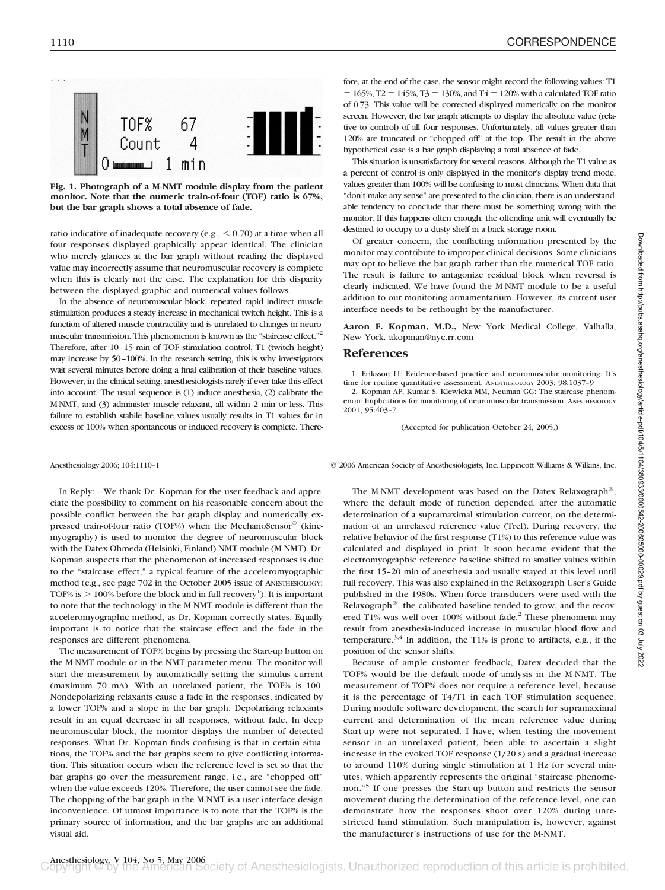Fig. 1. Photograph of a M-NMT module display from the patient monitor. Note that the numeric train-of-four (TOF) ratio is 67%, but the bar graph shows a total absence of fade.

ratio indicative of inadequate recovery (e.g., < 0.70) at a time when all four responses displayed graphically appear identical. The clinician who merely glances at the bar graph without reading the displayed value may incorrectly assume that neuromuscular recovery is complete when this is clearly not the case. The explanation for this disparity between the displayed graphic and numerical values follows.

In the absence of neuromuscular block, repeated rapid indirect muscle stimulation produces a steady increase in mechanical twitch height. This is a function of altered muscle contractility and is unrelated to changes in neuromuscular transmission. This phenomenon is known as the "staircase effect."[2] Therefore, after 10–15 min of TOF stimulation control, T1 (twitch height) may increase by 50–100%. In the research setting, this is why investigators wait several minutes before doing a final calibration of their baseline values. However, in the clinical setting, anesthesiologists rarely if ever take this effect into account. The usual sequence is (1) induce anesthesia, (2) calibrate the M-NMT, and (3) administer muscle relaxant, all within 2 min or less. This failure to establish stabile baseline values usually results in T1 values far in excess of 100% when spontaneous or induced recovery is complete. Therefore, at the end of the case, the sensor might record the following values: T1 = 165%, T2 = 145%, T3 = 130%, and T4 = 120% with a calculated TOF ratio of 0.73. This value will be corrected displayed numerically on the monitor screen. However, the bar graph attempts to display the absolute value (relative to control) of all four responses. Unfortunately, all values greater than 120% are truncated or "chopped off" at the top. The result in the above hypothetical case is a bar graph displaying a total absence of fade.

This situation is unsatisfactory for several reasons. Although the T1 value as a percent of control is only displayed in the monitor's display trend mode, values greater than 100% will be confusing to most clinicians. When data that "don't make any sense" are presented to the clinician, there is an understandable tendency to conclude that there must be something wrong with the monitor. If this happens often enough, the offending unit will eventually be destined to occupy to a dusty shelf in a back storage room.

Of greater concern, the conflicting information presented by the monitor may contribute to improper clinical decisions. Some clinicians may opt to believe the bar graph rather than the numerical TOF ratio. The result is failure to antagonize residual block when reversal is clearly indicated. We have found the M-NMT module to be a useful addition to our monitoring armamentarium. However, its current user interface needs to be rethought by the manufacturer.

**Aaron F. Kopman, M.D.,** New York Medical College, Valhalla, New York. akopman@nyc.rr.com

## References

1. Eriksson LI: Evidence-based practice and neuromuscular monitoring: It's time for routine quantitative assessment. ANESTHESIOLOGY 2003; 98:1037–9
2. Kopman AF, Kumar S, Klewicka MM, Neuman GG: The staircase phenomenon: Implications for monitoring of neuromuscular transmission. ANESTHESIOLOGY 2001; 95:403–7

(Accepted for publication October 24, 2005.)

---

In Reply:—We thank Dr. Kopman for the user feedback and appreciate the possibility to comment on his reasonable concern about the possible conflict between the bar graph display and numerically expressed train-of-four ratio (TOF%) when the MechanoSensor® (kinemyography) is used to monitor the degree of neuromuscular block with the Datex-Ohmeda (Helsinki, Finland) NMT module (M-NMT). Dr. Kopman suspects that the phenomenon of increased responses is due to the "staircase effect," a typical feature of the acceleromyographic method (e.g., see page 702 in the October 2005 issue of ANESTHESIOLOGY; TOF% is > 100% before the block and in full recovery[1]). It is important to note that the technology in the M-NMT module is different than the acceleromyographic method, as Dr. Kopman correctly states. Equally important is to notice that the staircase effect and the fade in the responses are different phenomena.

The measurement of TOF% begins by pressing the Start-up button on the M-NMT module or in the NMT parameter menu. The monitor will start the measurement by automatically setting the stimulus current (maximum 70 mA). With an unrelaxed patient, the TOF% is 100. Nondepolarizing relaxants cause a fade in the responses, indicated by a lower TOF% and a slope in the bar graph. Depolarizing relaxants result in an equal decrease in all responses, without fade. In deep neuromuscular block, the monitor displays the number of detected responses. What Dr. Kopman finds confusing is that in certain situations, the TOF% and the bar graphs seem to give conflicting information. This situation occurs when the reference level is set so that the bar graphs go over the measurement range, i.e., are "chopped off" when the value exceeds 120%. Therefore, the user cannot see the fade. The chopping of the bar graph in the M-NMT is a user interface design inconvenience. Of utmost importance is to note that the TOF% is the primary source of information, and the bar graphs are an additional visual aid.

The M-NMT development was based on the Datex Relaxograph®, where the default mode of function depended, after the automatic determination of a supramaximal stimulation current, on the determination of an unrelaxed reference value (Tref). During recovery, the relative behavior of the first response (T1%) to this reference value was calculated and displayed in print. It soon became evident that the electromyographic reference baseline shifted to smaller values within the first 15–20 min of anesthesia and usually stayed at this level until full recovery. This was also explained in the Relaxograph User's Guide published in the 1980s. When force transducers were used with the Relaxograph®, the calibrated baseline tended to grow, and the recovered T1% was well over 100% without fade.[2] These phenomena may result from anesthesia-induced increase in muscular blood flow and temperature.[3,4] In addition, the T1% is prone to artifacts, e.g., if the position of the sensor shifts.

Because of ample customer feedback, Datex decided that the TOF% would be the default mode of analysis in the M-NMT. The measurement of TOF% does not require a reference level, because it is the percentage of T4/T1 in each TOF stimulation sequence. During module software development, the search for supramaximal current and determination of the mean reference value during Start-up were not separated. I have, when testing the movement sensor in an unrelaxed patient, been able to ascertain a slight increase in the evoked TOF response (1/20 s) and a gradual increase to around 110% during single stimulation at 1 Hz for several minutes, which apparently represents the original "staircase phenomenon."[5] If one presses the Start-up button and restricts the sensor movement during the determination of the reference level, one can demonstrate how the responses shoot over 120% during unrestricted hand stimulation. Such manipulation is, however, against the manufacturer's instructions of use for the M-NMT.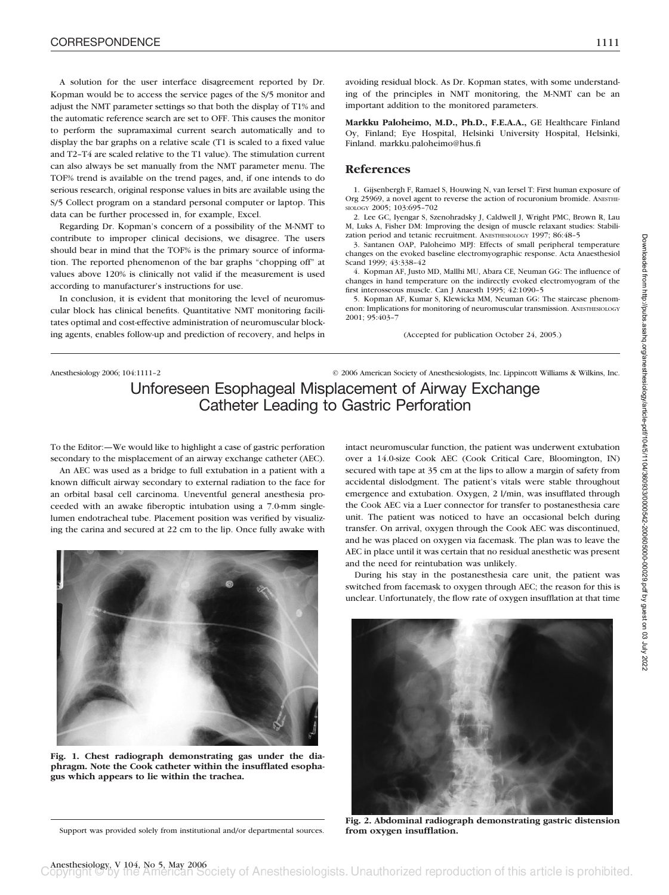A solution for the user interface disagreement reported by Dr. Kopman would be to access the service pages of the S/5 monitor and adjust the NMT parameter settings so that both the display of T1% and the automatic reference search are set to OFF. This causes the monitor to perform the supramaximal current search automatically and to display the bar graphs on a relative scale (T1 is scaled to a fixed value and T2–T4 are scaled relative to the T1 value). The stimulation current can also always be set manually from the NMT parameter menu. The TOF% trend is available on the trend pages, and, if one intends to do serious research, original response values in bits are available using the S/5 Collect program on a standard personal computer or laptop. This data can be further processed in, for example, Excel.

Regarding Dr. Kopman's concern of a possibility of the M-NMT to contribute to improper clinical decisions, we disagree. The users should bear in mind that the TOF% is the primary source of information. The reported phenomenon of the bar graphs "chopping off" at values above 120% is clinically not valid if the measurement is used according to manufacturer's instructions for use.

In conclusion, it is evident that monitoring the level of neuromuscular block has clinical benefits. Quantitative NMT monitoring facilitates optimal and cost-effective administration of neuromuscular blocking agents, enables follow-up and prediction of recovery, and helps in avoiding residual block. As Dr. Kopman states, with some understanding of the principles in NMT monitoring, the M-NMT can be an important addition to the monitored parameters.

**Markku Paloheimo, M.D., Ph.D., F.E.A.A.,** GE Healthcare Finland Oy, Finland; Eye Hospital, Helsinki University Hospital, Helsinki, Finland. markku.paloheimo@hus.fi

## References

1. Gijsenbergh F, Ramael S, Houwing N, van Iersel T: First human exposure of Org 25969, a novel agent to reverse the action of rocuronium bromide. ANESTHESIOLOGY 2005; 103:695–702
2. Lee GC, Iyengar S, Szenohradszky J, Caldwell J, Wright PMC, Brown R, Lau M, Luks A, Fisher DM: Improving the design of muscle relaxant studies: Stabilization period and tetanic recruitment. ANESTHESIOLOGY 1997; 86:48–5
3. Santanen OAP, Paloheimo MPJ: Effects of small peripheral temperature changes on the evoked baseline electromyographic response. Acta Anaesthesiol Scand 1999; 43:338–42
4. Kopman AF, Justo MD, Mallhi MU, Abara CE, Neuman GG: The influence of changes in hand temperature on the indirectly evoked electromyogram of the first interosseous muscle. Can J Anaesth 1995; 42:1090–5
5. Kopman AF, Kumar S, Klewicka MM, Neuman GG: The staircase phenomenon: Implications for monitoring of neuromuscular transmission. ANESTHESIOLOGY 2001; 95:403–7

(Accepted for publication October 24, 2005.)

---

Anesthesiology 2006; 104:1111–2 © 2006 American Society of Anesthesiologists, Inc. Lippincott Williams & Wilkins, Inc.

# Unforeseen Esophageal Misplacement of Airway Exchange Catheter Leading to Gastric Perforation

To the Editor:—We would like to highlight a case of gastric perforation secondary to the misplacement of an airway exchange catheter (AEC).

An AEC was used as a bridge to full extubation in a patient with a known difficult airway secondary to external radiation to the face for an orbital basal cell carcinoma. Uneventful general anesthesia proceeded with an awake fiberoptic intubation using a 7.0-mm single-lumen endotracheal tube. Placement position was verified by visualizing the carina and secured at 22 cm to the lip. Once fully awake with intact neuromuscular function, the patient was underwent extubation over a 14.0-size Cook AEC (Cook Critical Care, Bloomington, IN) secured with tape at 35 cm at the lips to allow a margin of safety from accidental dislodgment. The patient's vitals were stable throughout emergence and extubation. Oxygen, 2 l/min, was insufflated through the Cook AEC via a Luer connector for transfer to postanesthesia care unit. The patient was noticed to have an occasional belch during transfer. On arrival, oxygen through the Cook AEC was discontinued, and he was placed on oxygen via facemask. The plan was to leave the AEC in place until it was certain that no residual anesthetic was present and the need for reintubation was unlikely.

During his stay in the postanesthesia care unit, the patient was switched from facemask to oxygen through AEC; the reason for this is unclear. Unfortunately, the flow rate of oxygen insufflation at that time

**Fig. 1. Chest radiograph demonstrating gas under the diaphragm. Note the Cook catheter within the insufflated esophagus which appears to lie within the trachea.**

**Fig. 2. Abdominal radiograph demonstrating gastric distension from oxygen insufflation.**

Support was provided solely from institutional and/or departmental sources.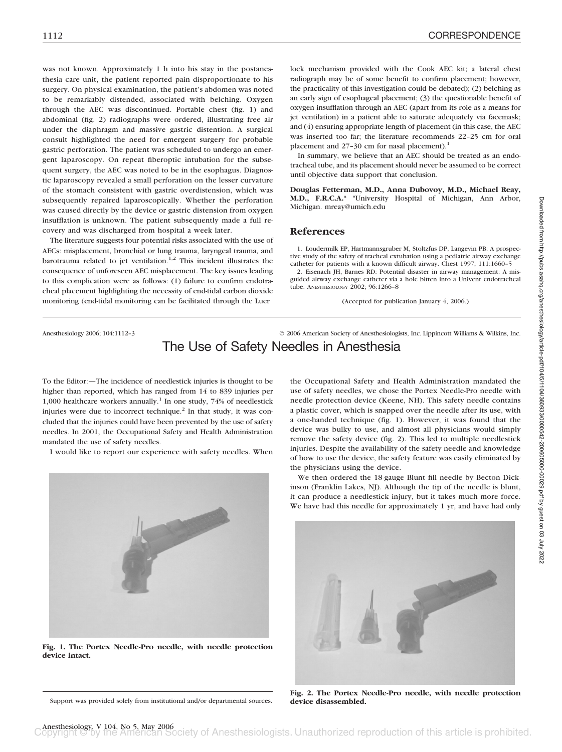was not known. Approximately 1 h into his stay in the postanesthesia care unit, the patient reported pain disproportionate to his surgery. On physical examination, the patient's abdomen was noted to be remarkably distended, associated with belching. Oxygen through the AEC was discontinued. Portable chest (fig. 1) and abdominal (fig. 2) radiographs were ordered, illustrating free air under the diaphragm and massive gastric distention. A surgical consult highlighted the need for emergent surgery for probable gastric perforation. The patient was scheduled to undergo an emergent laparoscopy. On repeat fiberoptic intubation for the subsequent surgery, the AEC was noted to be in the esophagus. Diagnostic laparoscopy revealed a small perforation on the lesser curvature of the stomach consistent with gastric overdistension, which was subsequently repaired laparoscopically. Whether the perforation was caused directly by the device or gastric distension from oxygen insufflation is unknown. The patient subsequently made a full recovery and was discharged from hospital a week later.

The literature suggests four potential risks associated with the use of AECs: misplacement, bronchial or lung trauma, laryngeal trauma, and barotrauma related to jet ventilation.[1,2] This incident illustrates the consequence of unforeseen AEC misplacement. The key issues leading to this complication were as follows: (1) failure to confirm endotracheal placement highlighting the necessity of end-tidal carbon dioxide monitoring (end-tidal monitoring can be facilitated through the Luer lock mechanism provided with the Cook AEC kit; a lateral chest radiograph may be of some benefit to confirm placement; however, the practicality of this investigation could be debated); (2) belching as an early sign of esophageal placement; (3) the questionable benefit of oxygen insufflation through an AEC (apart from its role as a means for jet ventilation) in a patient able to saturate adequately via facemask; and (4) ensuring appropriate length of placement (in this case, the AEC was inserted too far; the literature recommends 22–25 cm for oral placement and 27–30 cm for nasal placement).[1]

In summary, we believe that an AEC should be treated as an endotracheal tube, and its placement should never be assumed to be correct until objective data support that conclusion.

**Douglas Fetterman, M.D., Anna Dubovoy, M.D., Michael Reay, M.D., F.R.C.A.*** *University Hospital of Michigan, Ann Arbor, Michigan. mreay@umich.edu

## References

1. Loudermilk EP, Hartmannsgruber M, Stoltzfus DP, Langevin PB: A prospective study of the safety of tracheal extubation using a pediatric airway exchange catheter for patients with a known difficult airway. Chest 1997; 111:1660–5
2. Eisenach JH, Barnes RD: Potential disaster in airway management: A misguided airway exchange catheter via a hole bitten into a Univent endotracheal tube. ANESTHESIOLOGY 2002; 96:1266–8

(Accepted for publication January 4, 2006.)

---

# The Use of Safety Needles in Anesthesia

To the Editor:—The incidence of needlestick injuries is thought to be higher than reported, which has ranged from 14 to 839 injuries per 1,000 healthcare workers annually.[1] In one study, 74% of needlestick injuries were due to incorrect technique.[2] In that study, it was concluded that the injuries could have been prevented by the use of safety needles. In 2001, the Occupational Safety and Health Administration mandated the use of safety needles.

I would like to report our experience with safety needles. When the Occupational Safety and Health Administration mandated the use of safety needles, we chose the Portex Needle-Pro needle with needle protection device (Keene, NH). This safety needle contains a plastic cover, which is snapped over the needle after its use, with a one-handed technique (fig. 1). However, it was found that the device was bulky to use, and almost all physicians would simply remove the safety device (fig. 2). This led to multiple needlestick injuries. Despite the availability of the safety needle and knowledge of how to use the device, the safety feature was easily eliminated by the physicians using the device.

**Fig. 1. The Portex Needle-Pro needle, with needle protection device intact.**

We then ordered the 18-gauge Blunt fill needle by Becton Dickinson (Franklin Lakes, NJ). Although the tip of the needle is blunt, it can produce a needlestick injury, but it takes much more force. We have had this needle for approximately 1 yr, and have had only

**Fig. 2. The Portex Needle-Pro needle, with needle protection device disassembled.**

Support was provided solely from institutional and/or departmental sources.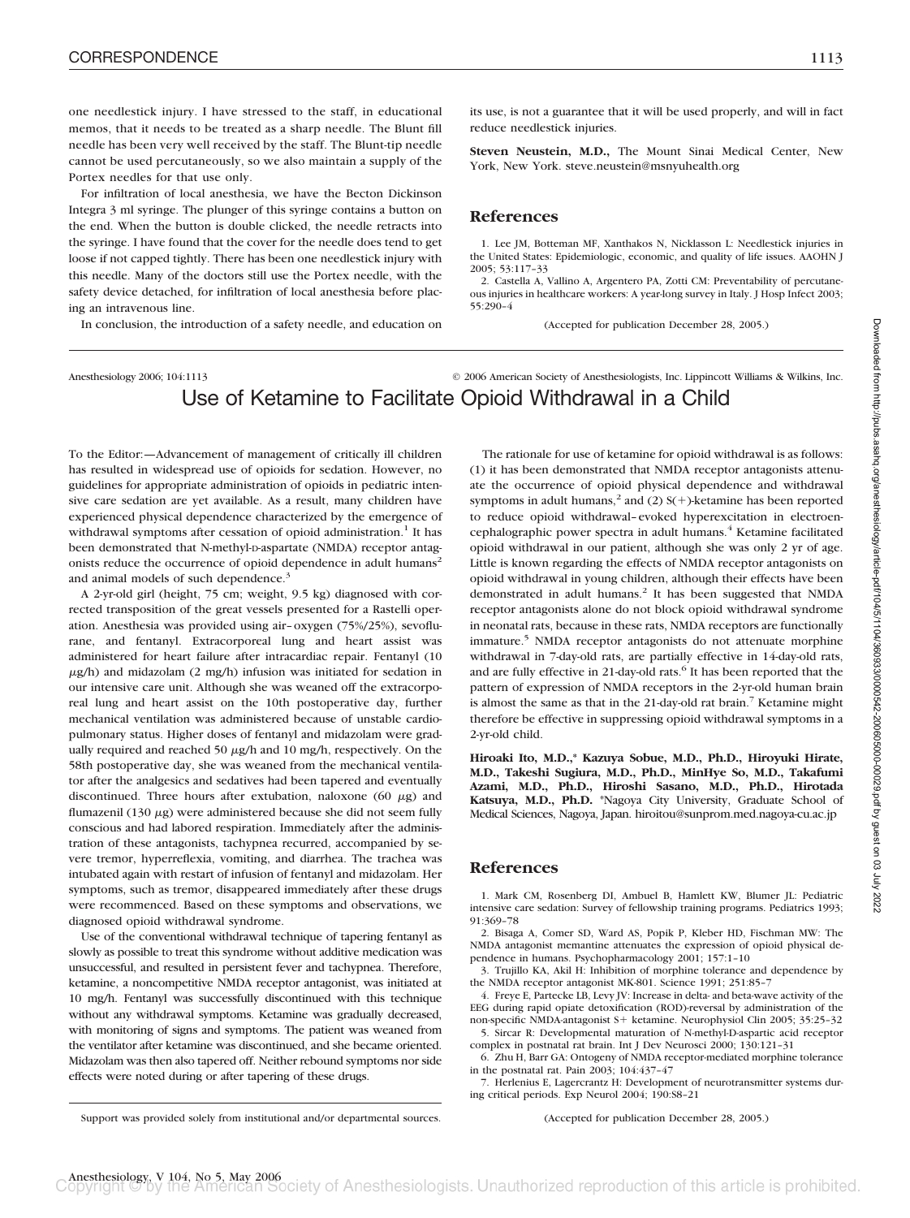one needlestick injury. I have stressed to the staff, in educational memos, that it needs to be treated as a sharp needle. The Blunt fill needle has been very well received by the staff. The Blunt-tip needle cannot be used percutaneously, so we also maintain a supply of the Portex needles for that use only.

For infiltration of local anesthesia, we have the Becton Dickinson Integra 3 ml syringe. The plunger of this syringe contains a button on the end. When the button is double clicked, the needle retracts into the syringe. I have found that the cover for the needle does tend to get loose if not capped tightly. There has been one needlestick injury with this needle. Many of the doctors still use the Portex needle, with the safety device detached, for infiltration of local anesthesia before placing an intravenous line.

In conclusion, the introduction of a safety needle, and education on its use, is not a guarantee that it will be used properly, and will in fact reduce needlestick injuries.

**Steven Neustein, M.D.,** The Mount Sinai Medical Center, New York, New York. steve.neustein@msnyuhealth.org

## References

1. Lee JM, Botteman MF, Xanthakos N, Nicklasson L: Needlestick injuries in the United States: Epidemiologic, economic, and quality of life issues. AAOHN J 2005; 53:117–33
2. Castella A, Vallino A, Argentero PA, Zotti CM: Preventability of percutaneous injuries in healthcare workers: A year-long survey in Italy. J Hosp Infect 2003; 55:290–4

(Accepted for publication December 28, 2005.)

Anesthesiology 2006; 104:1113 © 2006 American Society of Anesthesiologists, Inc. Lippincott Williams & Wilkins, Inc.

# Use of Ketamine to Facilitate Opioid Withdrawal in a Child

To the Editor:—Advancement of management of critically ill children has resulted in widespread use of opioids for sedation. However, no guidelines for appropriate administration of opioids in pediatric intensive care sedation are yet available. As a result, many children have experienced physical dependence characterized by the emergence of withdrawal symptoms after cessation of opioid administration.[1] It has been demonstrated that N-methyl-D-aspartate (NMDA) receptor antagonists reduce the occurrence of opioid dependence in adult humans[2] and animal models of such dependence.[3]

A 2-yr-old girl (height, 75 cm; weight, 9.5 kg) diagnosed with corrected transposition of the great vessels presented for a Rastelli operation. Anesthesia was provided using air–oxygen (75%/25%), sevoflurane, and fentanyl. Extracorporeal lung and heart assist was administered for heart failure after intracardiac repair. Fentanyl (10 μg/h) and midazolam (2 mg/h) infusion was initiated for sedation in our intensive care unit. Although she was weaned off the extracorporeal lung and heart assist on the 10th postoperative day, further mechanical ventilation was administered because of unstable cardiopulmonary status. Higher doses of fentanyl and midazolam were gradually required and reached 50 μg/h and 10 mg/h, respectively. On the 58th postoperative day, she was weaned from the mechanical ventilator after the analgesics and sedatives had been tapered and eventually discontinued. Three hours after extubation, naloxone (60 μg) and flumazenil (130 μg) were administered because she did not seem fully conscious and had labored respiration. Immediately after the administration of these antagonists, tachypnea recurred, accompanied by severe tremor, hyperreflexia, vomiting, and diarrhea. The trachea was intubated again with restart of infusion of fentanyl and midazolam. Her symptoms, such as tremor, disappeared immediately after these drugs were recommenced. Based on these symptoms and observations, we diagnosed opioid withdrawal syndrome.

Use of the conventional withdrawal technique of tapering fentanyl as slowly as possible to treat this syndrome without additive medication was unsuccessful, and resulted in persistent fever and tachypnea. Therefore, ketamine, a noncompetitive NMDA receptor antagonist, was initiated at 10 mg/h. Fentanyl was successfully discontinued with this technique without any withdrawal symptoms. Ketamine was gradually decreased, with monitoring of signs and symptoms. The patient was weaned from the ventilator after ketamine was discontinued, and she became oriented. Midazolam was then also tapered off. Neither rebound symptoms nor side effects were noted during or after tapering of these drugs.

The rationale for use of ketamine for opioid withdrawal is as follows: (1) it has been demonstrated that NMDA receptor antagonists attenuate the occurrence of opioid physical dependence and withdrawal symptoms in adult humans,[2] and (2) S(+)-ketamine has been reported to reduce opioid withdrawal–evoked hyperexcitation in electroencephalographic power spectra in adult humans.[4] Ketamine facilitated opioid withdrawal in our patient, although she was only 2 yr of age. Little is known regarding the effects of NMDA receptor antagonists on opioid withdrawal in young children, although their effects have been demonstrated in adult humans.[2] It has been suggested that NMDA receptor antagonists alone do not block opioid withdrawal syndrome in neonatal rats, because in these rats, NMDA receptors are functionally immature.[5] NMDA receptor antagonists do not attenuate morphine withdrawal in 7-day-old rats, are partially effective in 14-day-old rats, and are fully effective in 21-day-old rats.[6] It has been reported that the pattern of expression of NMDA receptors in the 2-yr-old human brain is almost the same as that in the 21-day-old rat brain.[7] Ketamine might therefore be effective in suppressing opioid withdrawal symptoms in a 2-yr-old child.

**Hiroaki Ito, M.D.,\* Kazuya Sobue, M.D., Ph.D., Hiroyuki Hirate, M.D., Takeshi Sugiura, M.D., Ph.D., MinHye So, M.D., Takafumi Azami, M.D., Ph.D., Hiroshi Sasano, M.D., Ph.D., Hirotada Katsuya, M.D., Ph.D.** \*Nagoya City University, Graduate School of Medical Sciences, Nagoya, Japan. hiroitou@sunprom.med.nagoya-cu.ac.jp

## References

1. Mark CM, Rosenberg DI, Ambuel B, Hamlett KW, Blumer JL: Pediatric intensive care sedation: Survey of fellowship training programs. Pediatrics 1993; 91:369–78
2. Bisaga A, Comer SD, Ward AS, Popik P, Kleber HD, Fischman MW: The NMDA antagonist memantine attenuates the expression of opioid physical dependence in humans. Psychopharmacology 2001; 157:1–10
3. Trujillo KA, Akil H: Inhibition of morphine tolerance and dependence by the NMDA receptor antagonist MK-801. Science 1991; 251:85–7
4. Freye E, Partecke LB, Levy JV: Increase in delta- and beta-wave activity of the EEG during rapid opiate detoxification (ROD)-reversal by administration of the non-specific NMDA-antagonist S+ ketamine. Neurophysiol Clin 2005; 35:25–32
5. Sircar R: Developmental maturation of N-methyl-D-aspartic acid receptor complex in postnatal rat brain. Int J Dev Neurosci 2000; 130:121–31
6. Zhu H, Barr GA: Ontogeny of NMDA receptor-mediated morphine tolerance in the postnatal rat. Pain 2003; 104:437–47
7. Herlenius E, Lagercrantz H: Development of neurotransmitter systems during critical periods. Exp Neurol 2004; 190:S8–21

(Accepted for publication December 28, 2005.)

Support was provided solely from institutional and/or departmental sources.